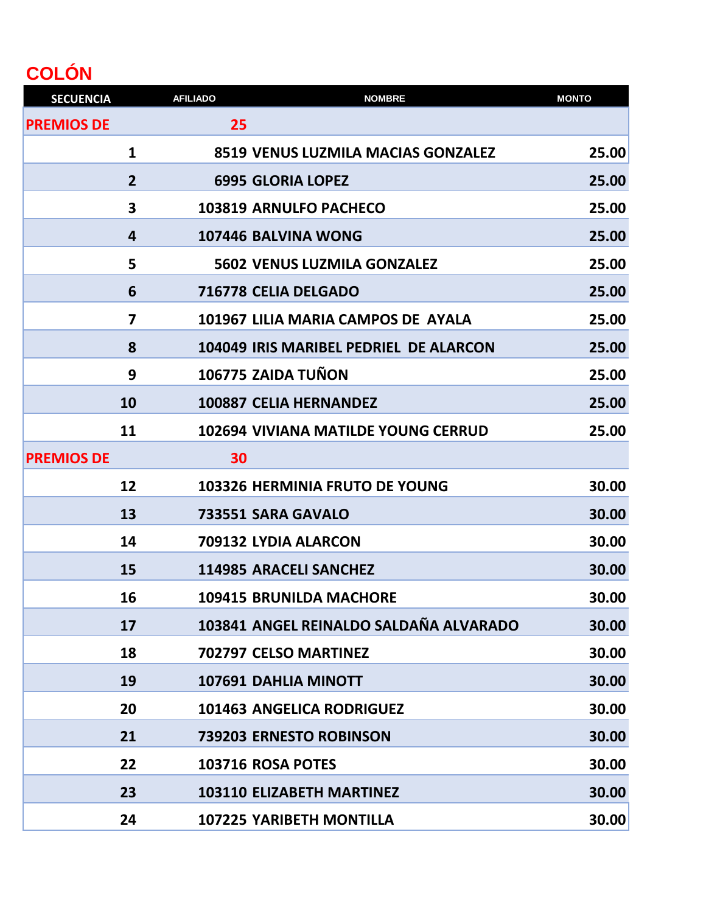# COLÓN

| SECUENCIA | AFILIADO | NOMBRE | MONTO |
|---|---|---|---|
| PREMIOS DE | 25 | | |
| 1 | 8519 | VENUS LUZMILA MACIAS GONZALEZ | 25.00 |
| 2 | 6995 | GLORIA LOPEZ | 25.00 |
| 3 | 103819 | ARNULFO PACHECO | 25.00 |
| 4 | 107446 | BALVINA WONG | 25.00 |
| 5 | 5602 | VENUS LUZMILA GONZALEZ | 25.00 |
| 6 | 716778 | CELIA DELGADO | 25.00 |
| 7 | 101967 | LILIA MARIA CAMPOS DE AYALA | 25.00 |
| 8 | 104049 | IRIS MARIBEL PEDRIEL DE ALARCON | 25.00 |
| 9 | 106775 | ZAIDA TUÑON | 25.00 |
| 10 | 100887 | CELIA HERNANDEZ | 25.00 |
| 11 | 102694 | VIVIANA MATILDE YOUNG CERRUD | 25.00 |
| PREMIOS DE | 30 | | |
| 12 | 103326 | HERMINIA FRUTO DE YOUNG | 30.00 |
| 13 | 733551 | SARA GAVALO | 30.00 |
| 14 | 709132 | LYDIA ALARCON | 30.00 |
| 15 | 114985 | ARACELI SANCHEZ | 30.00 |
| 16 | 109415 | BRUNILDA MACHORE | 30.00 |
| 17 | 103841 | ANGEL REINALDO SALDAÑA ALVARADO | 30.00 |
| 18 | 702797 | CELSO MARTINEZ | 30.00 |
| 19 | 107691 | DAHLIA MINOTT | 30.00 |
| 20 | 101463 | ANGELICA RODRIGUEZ | 30.00 |
| 21 | 739203 | ERNESTO ROBINSON | 30.00 |
| 22 | 103716 | ROSA POTES | 30.00 |
| 23 | 103110 | ELIZABETH MARTINEZ | 30.00 |
| 24 | 107225 | YARIBETH MONTILLA | 30.00 |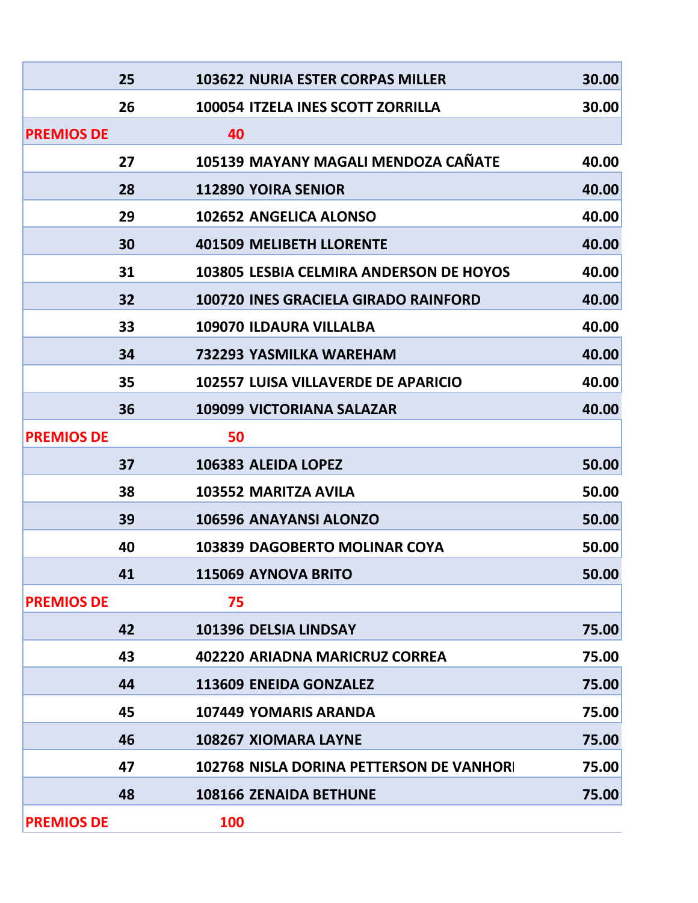|  |  |  |  |
|---|---|---|---|
|  | 25 | 103622 NURIA ESTER CORPAS MILLER | 30.00 |
|  | 26 | 100054 ITZELA INES SCOTT ZORRILLA | 30.00 |
| PREMIOS DE | 40 |  |  |
|  | 27 | 105139 MAYANY MAGALI MENDOZA CAÑATE | 40.00 |
|  | 28 | 112890 YOIRA SENIOR | 40.00 |
|  | 29 | 102652 ANGELICA ALONSO | 40.00 |
|  | 30 | 401509 MELIBETH LLORENTE | 40.00 |
|  | 31 | 103805 LESBIA CELMIRA ANDERSON DE HOYOS | 40.00 |
|  | 32 | 100720 INES GRACIELA GIRADO RAINFORD | 40.00 |
|  | 33 | 109070 ILDAURA VILLALBA | 40.00 |
|  | 34 | 732293 YASMILKA WAREHAM | 40.00 |
|  | 35 | 102557 LUISA VILLAVERDE DE APARICIO | 40.00 |
|  | 36 | 109099 VICTORIANA SALAZAR | 40.00 |
| PREMIOS DE | 50 |  |  |
|  | 37 | 106383 ALEIDA LOPEZ | 50.00 |
|  | 38 | 103552 MARITZA AVILA | 50.00 |
|  | 39 | 106596 ANAYANSI ALONZO | 50.00 |
|  | 40 | 103839 DAGOBERTO MOLINAR COYA | 50.00 |
|  | 41 | 115069 AYNOVA BRITO | 50.00 |
| PREMIOS DE | 75 |  |  |
|  | 42 | 101396 DELSIA LINDSAY | 75.00 |
|  | 43 | 402220 ARIADNA MARICRUZ CORREA | 75.00 |
|  | 44 | 113609 ENEIDA GONZALEZ | 75.00 |
|  | 45 | 107449 YOMARIS ARANDA | 75.00 |
|  | 46 | 108267 XIOMARA LAYNE | 75.00 |
|  | 47 | 102768 NISLA DORINA PETTERSON DE VANHORI | 75.00 |
|  | 48 | 108166 ZENAIDA BETHUNE | 75.00 |
| PREMIOS DE | 100 |  |  |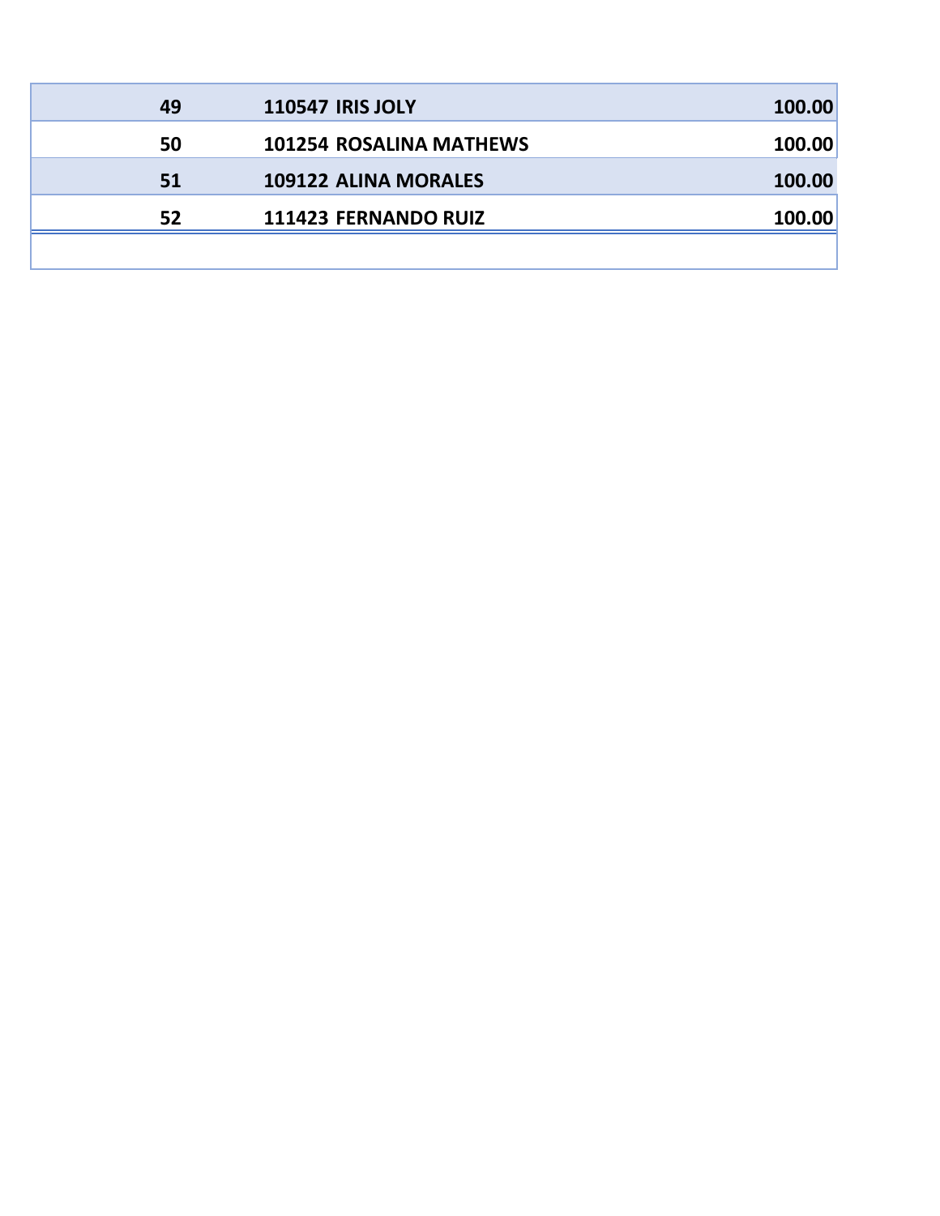| | | | |
|---|---|---|---|
| 49 | 110547 | IRIS JOLY | 100.00 |
| 50 | 101254 | ROSALINA MATHEWS | 100.00 |
| 51 | 109122 | ALINA MORALES | 100.00 |
| 52 | 111423 | FERNANDO RUIZ | 100.00 |
| | | | |